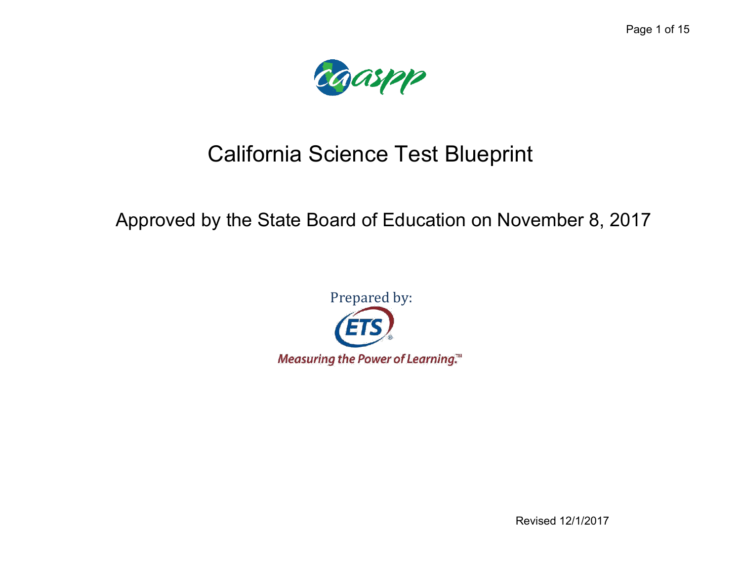# California Science Test Blueprint

## Approved by the State Board of Education on November 8, 2017

Prepared by:

ETS

*Measuring the Power of Learning.™*

Revised 12/1/2017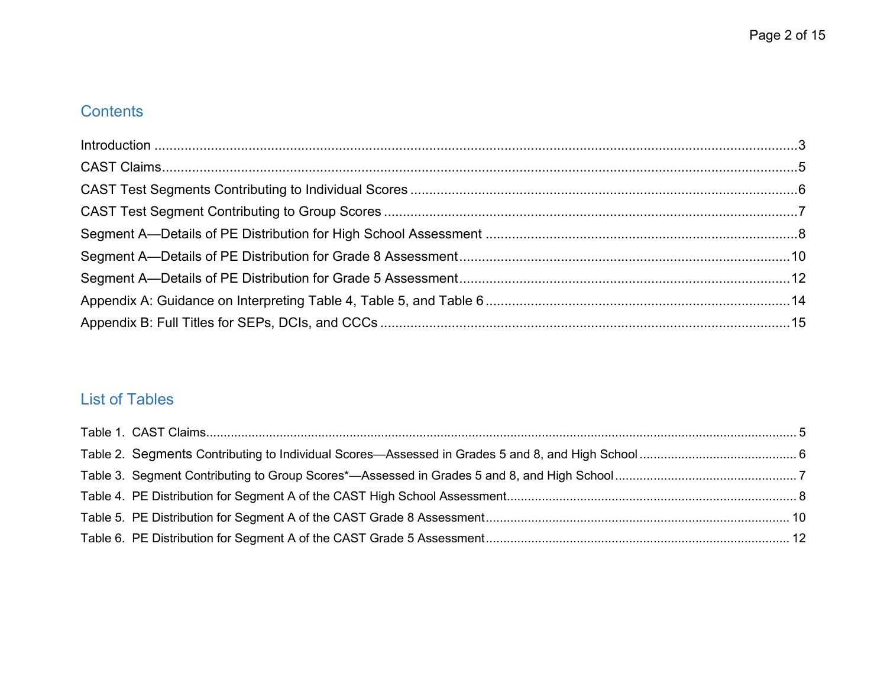## Contents

Introduction ........................................................................................................................................................3

CAST Claims........................................................................................................................................................5

CAST Test Segments Contributing to Individual Scores .......................................................................................6

CAST Test Segment Contributing to Group Scores ..............................................................................................7

Segment A—Details of PE Distribution for High School Assessment ....................................................................8

Segment A—Details of PE Distribution for Grade 8 Assessment.........................................................................10

Segment A—Details of PE Distribution for Grade 5 Assessment.........................................................................12

Appendix A: Guidance on Interpreting Table 4, Table 5, and Table 6 .................................................................14

Appendix B: Full Titles for SEPs, DCIs, and CCCs ............................................................................................15

## List of Tables

Table 1. CAST Claims........................................................................................................................................ 5

Table 2. Segments Contributing to Individual Scores—Assessed in Grades 5 and 8, and High School ............................................ 6

Table 3. Segment Contributing to Group Scores*—Assessed in Grades 5 and 8, and High School .................................................. 7

Table 4. PE Distribution for Segment A of the CAST High School Assessment................................................................................. 8

Table 5. PE Distribution for Segment A of the CAST Grade 8 Assessment...................................................................................... 10

Table 6. PE Distribution for Segment A of the CAST Grade 5 Assessment...................................................................................... 12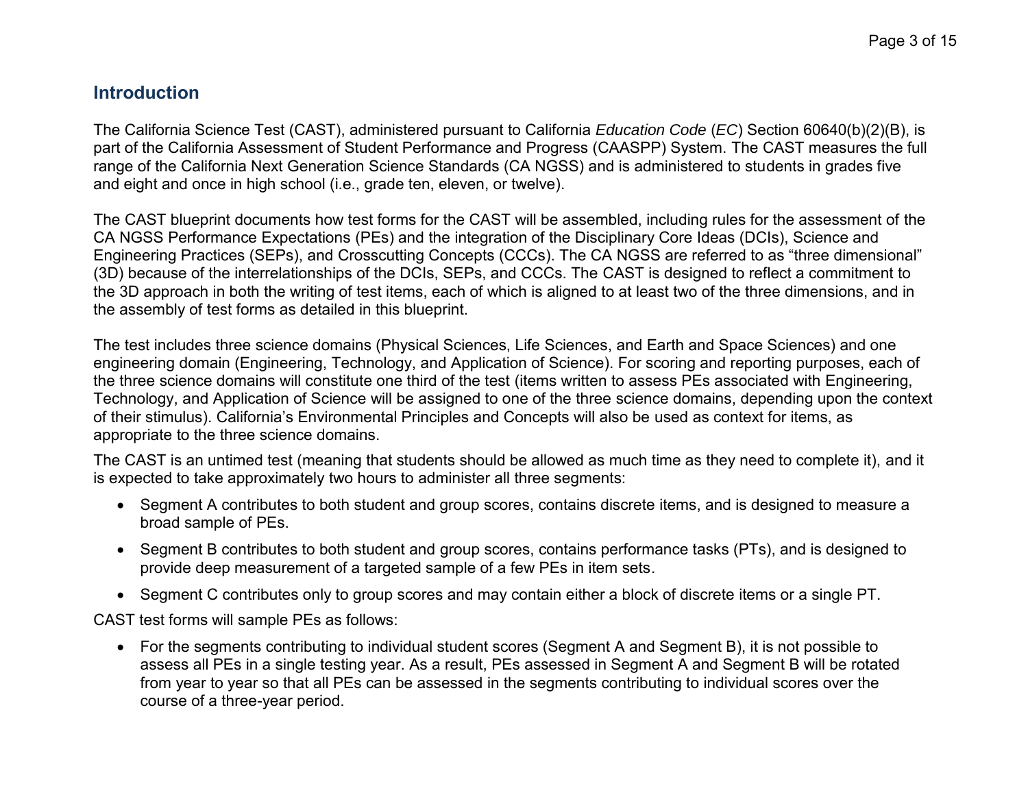## Introduction

The California Science Test (CAST), administered pursuant to California *Education Code* (*EC*) Section 60640(b)(2)(B), is part of the California Assessment of Student Performance and Progress (CAASPP) System. The CAST measures the full range of the California Next Generation Science Standards (CA NGSS) and is administered to students in grades five and eight and once in high school (i.e., grade ten, eleven, or twelve).

The CAST blueprint documents how test forms for the CAST will be assembled, including rules for the assessment of the CA NGSS Performance Expectations (PEs) and the integration of the Disciplinary Core Ideas (DCIs), Science and Engineering Practices (SEPs), and Crosscutting Concepts (CCCs). The CA NGSS are referred to as "three dimensional" (3D) because of the interrelationships of the DCIs, SEPs, and CCCs. The CAST is designed to reflect a commitment to the 3D approach in both the writing of test items, each of which is aligned to at least two of the three dimensions, and in the assembly of test forms as detailed in this blueprint.

The test includes three science domains (Physical Sciences, Life Sciences, and Earth and Space Sciences) and one engineering domain (Engineering, Technology, and Application of Science). For scoring and reporting purposes, each of the three science domains will constitute one third of the test (items written to assess PEs associated with Engineering, Technology, and Application of Science will be assigned to one of the three science domains, depending upon the context of their stimulus). California's Environmental Principles and Concepts will also be used as context for items, as appropriate to the three science domains.

The CAST is an untimed test (meaning that students should be allowed as much time as they need to complete it), and it is expected to take approximately two hours to administer all three segments:

- Segment A contributes to both student and group scores, contains discrete items, and is designed to measure a broad sample of PEs.
- Segment B contributes to both student and group scores, contains performance tasks (PTs), and is designed to provide deep measurement of a targeted sample of a few PEs in item sets.
- Segment C contributes only to group scores and may contain either a block of discrete items or a single PT.

CAST test forms will sample PEs as follows:

- For the segments contributing to individual student scores (Segment A and Segment B), it is not possible to assess all PEs in a single testing year. As a result, PEs assessed in Segment A and Segment B will be rotated from year to year so that all PEs can be assessed in the segments contributing to individual scores over the course of a three-year period.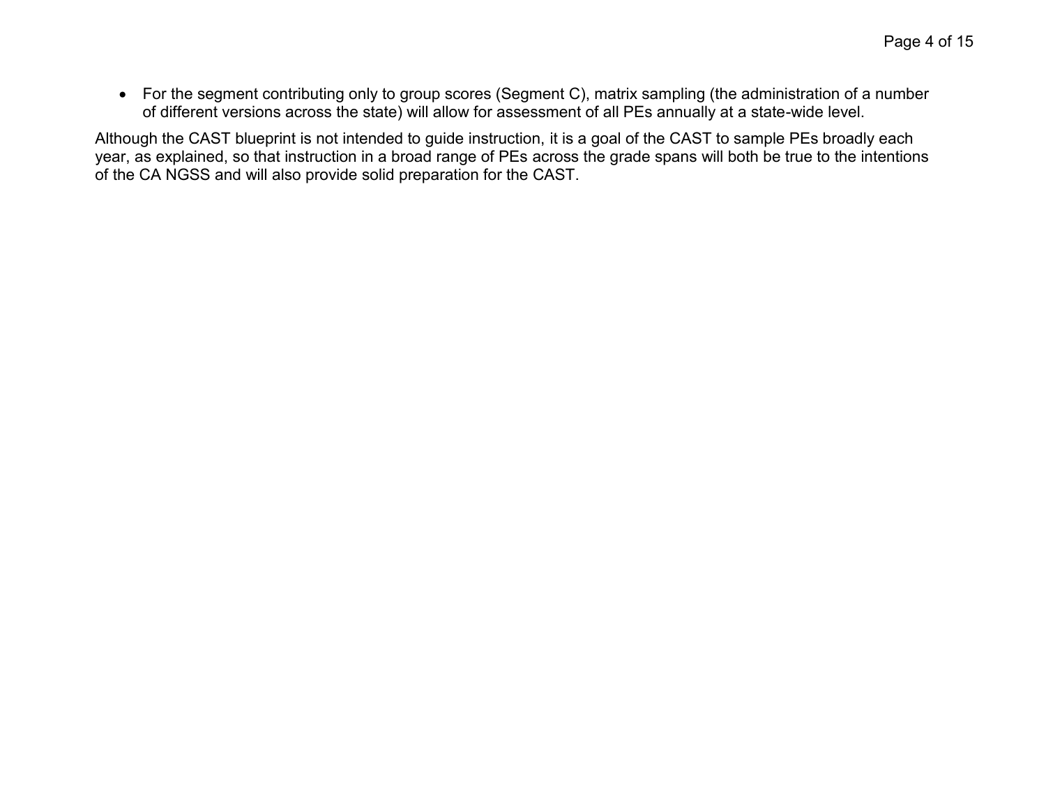- For the segment contributing only to group scores (Segment C), matrix sampling (the administration of a number of different versions across the state) will allow for assessment of all PEs annually at a state-wide level.

Although the CAST blueprint is not intended to guide instruction, it is a goal of the CAST to sample PEs broadly each year, as explained, so that instruction in a broad range of PEs across the grade spans will both be true to the intentions of the CA NGSS and will also provide solid preparation for the CAST.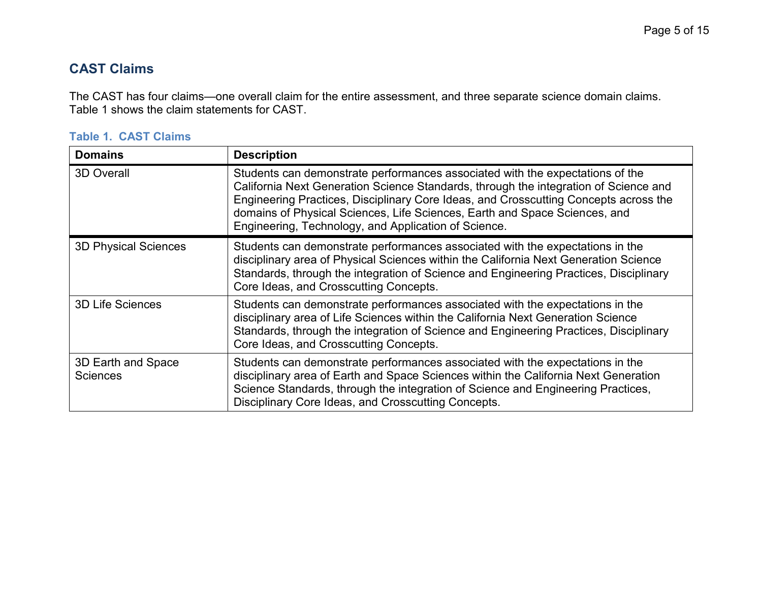## CAST Claims

The CAST has four claims—one overall claim for the entire assessment, and three separate science domain claims. Table 1 shows the claim statements for CAST.

**Table 1. CAST Claims**

| Domains | Description |
| --- | --- |
| 3D Overall | Students can demonstrate performances associated with the expectations of the California Next Generation Science Standards, through the integration of Science and Engineering Practices, Disciplinary Core Ideas, and Crosscutting Concepts across the domains of Physical Sciences, Life Sciences, Earth and Space Sciences, and Engineering, Technology, and Application of Science. |
| 3D Physical Sciences | Students can demonstrate performances associated with the expectations in the disciplinary area of Physical Sciences within the California Next Generation Science Standards, through the integration of Science and Engineering Practices, Disciplinary Core Ideas, and Crosscutting Concepts. |
| 3D Life Sciences | Students can demonstrate performances associated with the expectations in the disciplinary area of Life Sciences within the California Next Generation Science Standards, through the integration of Science and Engineering Practices, Disciplinary Core Ideas, and Crosscutting Concepts. |
| 3D Earth and Space Sciences | Students can demonstrate performances associated with the expectations in the disciplinary area of Earth and Space Sciences within the California Next Generation Science Standards, through the integration of Science and Engineering Practices, Disciplinary Core Ideas, and Crosscutting Concepts. |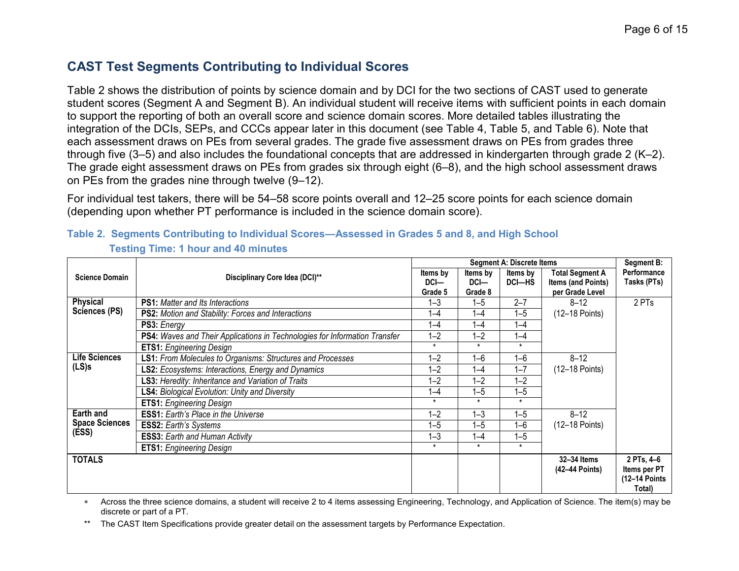## CAST Test Segments Contributing to Individual Scores

Table 2 shows the distribution of points by science domain and by DCI for the two sections of CAST used to generate student scores (Segment A and Segment B). An individual student will receive items with sufficient points in each domain to support the reporting of both an overall score and science domain scores. More detailed tables illustrating the integration of the DCIs, SEPs, and CCCs appear later in this document (see Table 4, Table 5, and Table 6). Note that each assessment draws on PEs from several grades. The grade five assessment draws on PEs from grades three through five (3–5) and also includes the foundational concepts that are addressed in kindergarten through grade 2 (K–2). The grade eight assessment draws on PEs from grades six through eight (6–8), and the high school assessment draws on PEs from the grades nine through twelve (9–12).

For individual test takers, there will be 54–58 score points overall and 12–25 score points for each science domain (depending upon whether PT performance is included in the science domain score).

### Table 2. Segments Contributing to Individual Scores—Assessed in Grades 5 and 8, and High School
### Testing Time: 1 hour and 40 minutes

| Science Domain | Disciplinary Core Idea (DCI)** | Segment A: Discrete Items | | | | Segment B: Performance Tasks (PTs) |
|---|---|---|---|---|---|---|
| | | Items by DCI—Grade 5 | Items by DCI—Grade 8 | Items by DCI—HS | Total Segment A Items (and Points) per Grade Level | |
| **Physical Sciences (PS)** | **PS1:** *Matter and Its Interactions* | 1–3 | 1–5 | 2–7 | 8–12 (12–18 Points) | 2 PTs |
| | **PS2:** *Motion and Stability: Forces and Interactions* | 1–4 | 1–4 | 1–5 | | |
| | **PS3:** *Energy* | 1–4 | 1–4 | 1–4 | | |
| | **PS4:** *Waves and Their Applications in Technologies for Information Transfer* | 1–2 | 1–2 | 1–4 | | |
| | **ETS1:** *Engineering Design* | * | * | * | | |
| **Life Sciences (LS)s** | **LS1:** *From Molecules to Organisms: Structures and Processes* | 1–2 | 1–6 | 1–6 | 8–12 (12–18 Points) | |
| | **LS2:** *Ecosystems: Interactions, Energy and Dynamics* | 1–2 | 1–4 | 1–7 | | |
| | **LS3:** *Heredity: Inheritance and Variation of Traits* | 1–2 | 1–2 | 1–2 | | |
| | **LS4:** *Biological Evolution: Unity and Diversity* | 1–4 | 1–5 | 1–5 | | |
| | **ETS1:** *Engineering Design* | * | * | * | | |
| **Earth and Space Sciences (ESS)** | **ESS1:** *Earth's Place in the Universe* | 1–2 | 1–3 | 1–5 | 8–12 (12–18 Points) | |
| | **ESS2:** *Earth's Systems* | 1–5 | 1–5 | 1–6 | | |
| | **ESS3:** *Earth and Human Activity* | 1–3 | 1–4 | 1–5 | | |
| | **ETS1:** *Engineering Design* | * | * | * | | |
| **TOTALS** | | | | | **32–34 Items (42–44 Points)** | **2 PTs, 4–6 Items per PT (12–14 Points Total)** |

\* Across the three science domains, a student will receive 2 to 4 items assessing Engineering, Technology, and Application of Science. The item(s) may be discrete or part of a PT.

** The CAST Item Specifications provide greater detail on the assessment targets by Performance Expectation.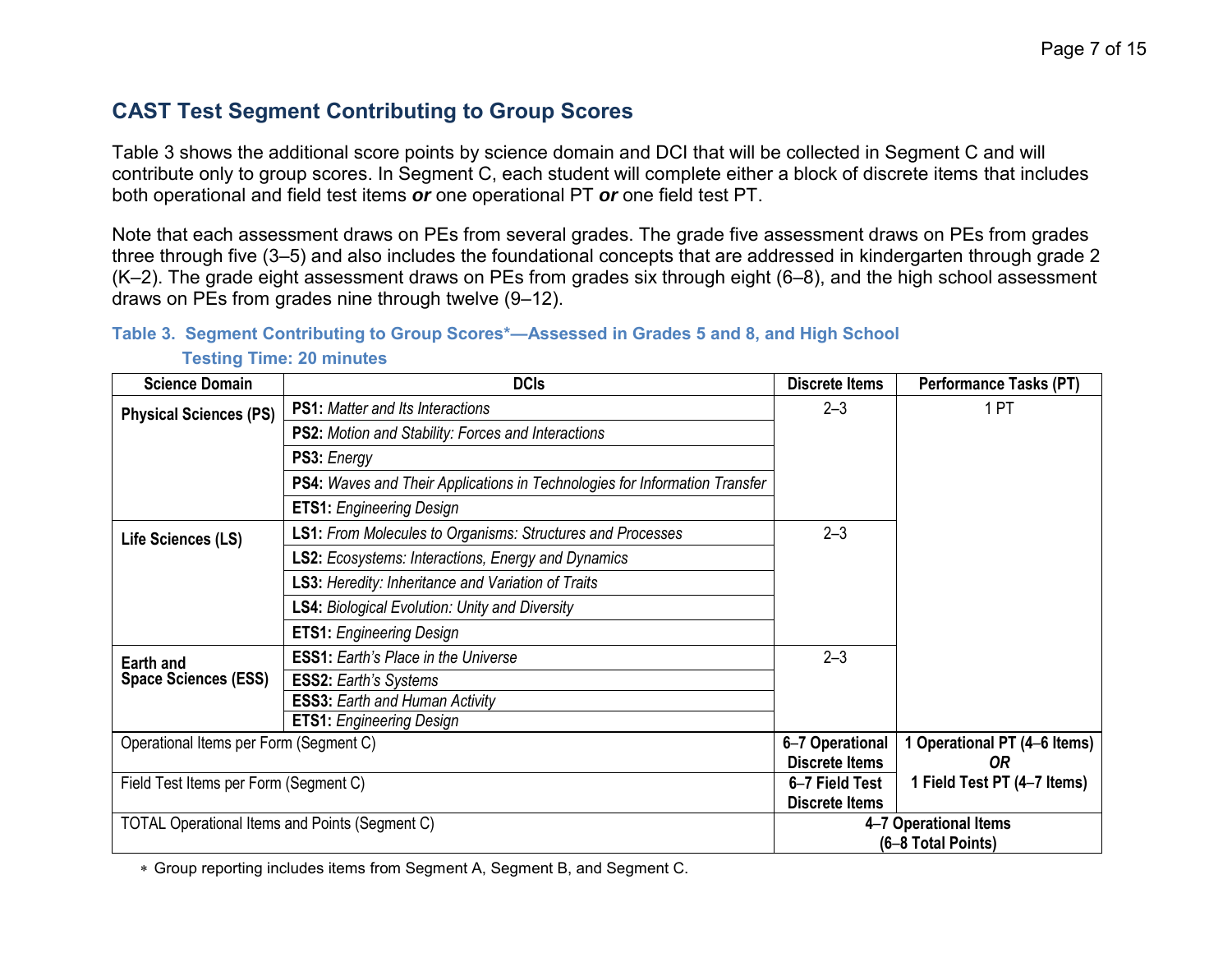## CAST Test Segment Contributing to Group Scores

Table 3 shows the additional score points by science domain and DCI that will be collected in Segment C and will contribute only to group scores. In Segment C, each student will complete either a block of discrete items that includes both operational and field test items ***or*** one operational PT ***or*** one field test PT.

Note that each assessment draws on PEs from several grades. The grade five assessment draws on PEs from grades three through five (3–5) and also includes the foundational concepts that are addressed in kindergarten through grade 2 (K–2). The grade eight assessment draws on PEs from grades six through eight (6–8), and the high school assessment draws on PEs from grades nine through twelve (9–12).

**Table 3. Segment Contributing to Group Scores*—Assessed in Grades 5 and 8, and High School**
**Testing Time: 20 minutes**

| Science Domain | DCIs | Discrete Items | Performance Tasks (PT) |
|---|---|---|---|
| **Physical Sciences (PS)** | **PS1:** *Matter and Its Interactions* | 2–3 | 1 PT |
| | **PS2:** *Motion and Stability: Forces and Interactions* | | |
| | **PS3:** *Energy* | | |
| | **PS4:** *Waves and Their Applications in Technologies for Information Transfer* | | |
| | **ETS1:** *Engineering Design* | | |
| **Life Sciences (LS)** | **LS1:** *From Molecules to Organisms: Structures and Processes* | 2–3 | |
| | **LS2:** *Ecosystems: Interactions, Energy and Dynamics* | | |
| | **LS3:** *Heredity: Inheritance and Variation of Traits* | | |
| | **LS4:** *Biological Evolution: Unity and Diversity* | | |
| | **ETS1:** *Engineering Design* | | |
| **Earth and Space Sciences (ESS)** | **ESS1:** *Earth's Place in the Universe* | 2–3 | |
| | **ESS2:** *Earth's Systems* | | |
| | **ESS3:** *Earth and Human Activity* | | |
| | **ETS1:** *Engineering Design* | | |
| Operational Items per Form (Segment C) | | **6–7 Operational Discrete Items** | **1 Operational PT (4–6 Items)** ***OR*** |
| Field Test Items per Form (Segment C) | | **6–7 Field Test Discrete Items** | **1 Field Test PT (4–7 Items)** |
| TOTAL Operational Items and Points (Segment C) | | **4–7 Operational Items (6–8 Total Points)** | |

* Group reporting includes items from Segment A, Segment B, and Segment C.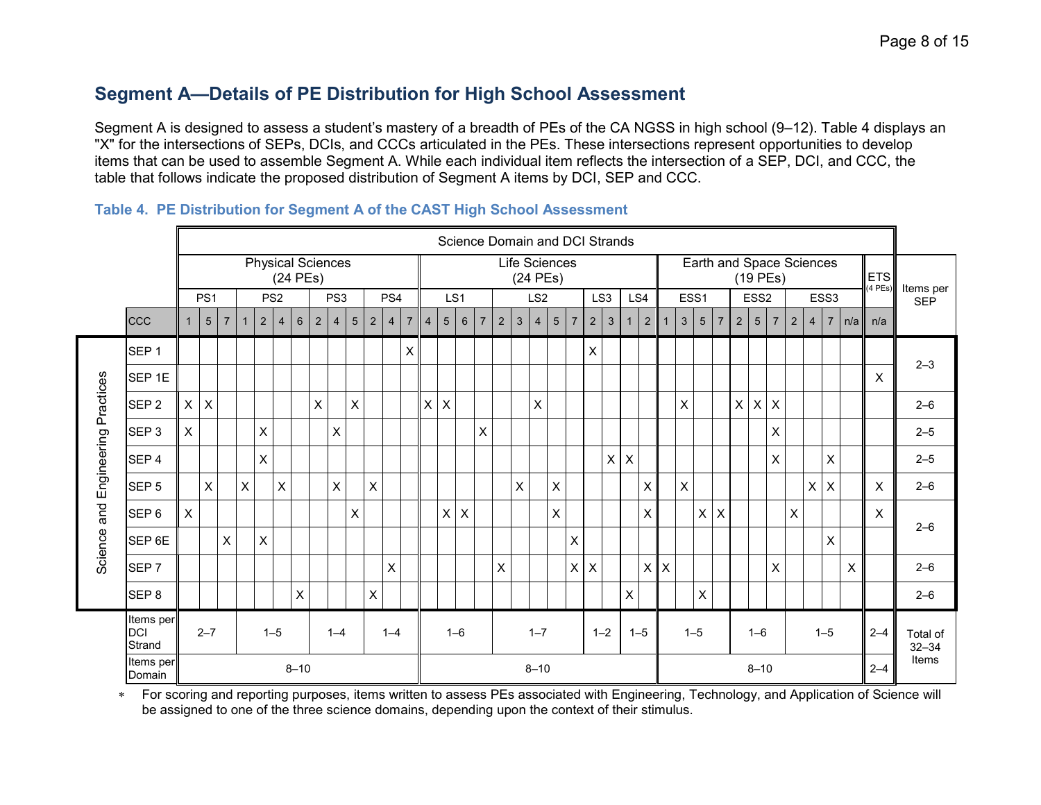## Segment A—Details of PE Distribution for High School Assessment

Segment A is designed to assess a student's mastery of a breadth of PEs of the CA NGSS in high school (9–12). Table 4 displays an "X" for the intersections of SEPs, DCIs, and CCCs articulated in the PEs. These intersections represent opportunities to develop items that can be used to assemble Segment A. While each individual item reflects the intersection of a SEP, DCI, and CCC, the table that follows indicate the proposed distribution of Segment A items by DCI, SEP and CCC.

### Table 4. PE Distribution for Segment A of the CAST High School Assessment

| | Science Domain and DCI Strands | | | | | | | | | | | | | | | | | | | | | | | | | | | | | | | | | | | | | | |
|---|---|---|---|---|---|---|---|---|---|---|---|---|---|---|---|---|---|---|---|---|---|---|---|---|---|---|---|---|---|---|---|---|---|---|---|---|---|---|---|
| | Physical Sciences (24 PEs) | | | | | | | | | | | | | Life Sciences (24 PEs) | | | | | | | | | | | | | Earth and Space Sciences (19 PEs) | | | | | | | | | | | ETS (4 PEs) | Items per SEP |
| | PS1 | | | PS2 | | | | PS3 | | | PS4 | | | LS1 | | | | LS2 | | | | | LS3 | | LS4 | | ESS1 | | | | ESS2 | | | ESS3 | | | | | |
| CCC | 1 | 5 | 7 | 1 | 2 | 4 | 6 | 2 | 4 | 5 | 2 | 4 | 7 | 4 | 5 | 6 | 7 | 2 | 3 | 4 | 5 | 7 | 2 | 3 | 1 | 2 | 1 | 3 | 5 | 7 | 2 | 5 | 7 | 2 | 4 | 7 | n/a | n/a | |
| SEP 1 | | | | | | | | | | | | | X | | | | | | | | | | X | | | | | | | | | | | | | | | | 2–3 |
| SEP 1E | | | | | | | | | | | | | | | | | | | | | | | | | | | | | | | | | | | | | | X | |
| SEP 2 | X | X | | | | | | X | | X | | | | X | X | | | | | X | | | | | | | | X | | | X | X | X | | | | | | 2–6 |
| SEP 3 | X | | | | X | | | | X | | | | | | | | X | | | | | | | | | | | | | | | | X | | | | | | 2–5 |
| SEP 4 | | | | | X | | | | | | | | | | | | | | | | | | | X | X | | | | | | | | X | | | X | | | 2–5 |
| SEP 5 | | X | | X | | X | | | X | | X | | | | | | | | X | | X | | | | | X | | X | | | | | | | X | X | | X | 2–6 |
| SEP 6 | X | | | | | | | | | X | | | | | X | X | | | | | X | | | | | X | | | X | X | | | | X | | | | X | 2–6 |
| SEP 6E | | | X | | X | | | | | | | | | | | | | | | | | X | | | | | | | | | | | | | | X | | | |
| SEP 7 | | | | | | | | | | | | X | | | | | | X | | | | X | X | | | X | X | | | | | | X | | | | X | | 2–6 |
| SEP 8 | | | | | | | X | | | | X | | | | | | | | | | | | | | X | | | | X | | | | | | | | | | 2–6 |
| Items per DCI Strand | 2–7 | | | 1–5 | | | | 1–4 | | | 1–4 | | | 1–6 | | | | 1–7 | | | | | 1–2 | | 1–5 | | 1–5 | | | | 1–6 | | | 1–5 | | | | 2–4 | Total of 32–34 Items |
| Items per Domain | 8–10 | | | | | | | | | | | | | 8–10 | | | | | | | | | | | | | 8–10 | | | | | | | | | | | 2–4 | |

∗ For scoring and reporting purposes, items written to assess PEs associated with Engineering, Technology, and Application of Science will be assigned to one of the three science domains, depending upon the context of their stimulus.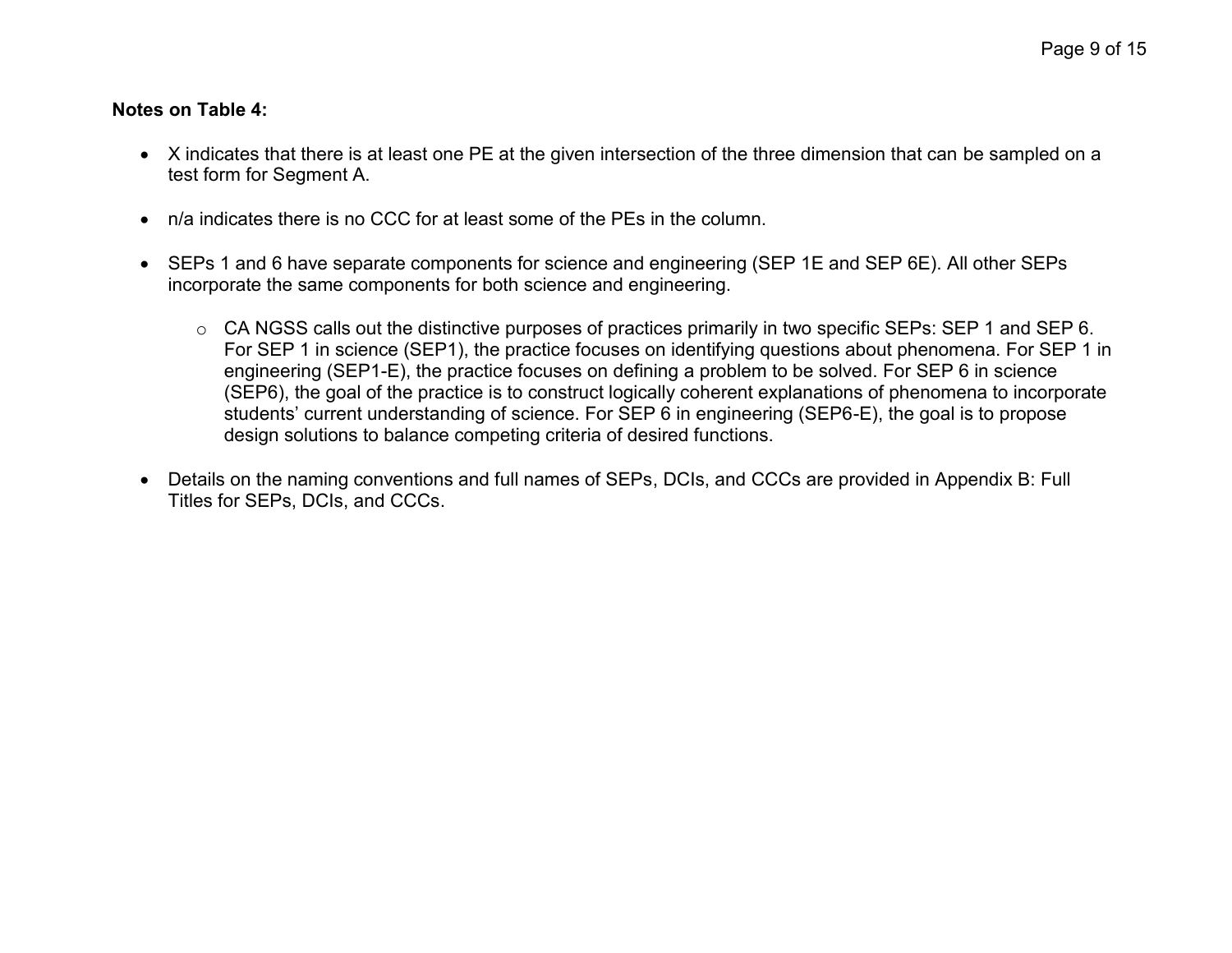**Notes on Table 4:**

- X indicates that there is at least one PE at the given intersection of the three dimension that can be sampled on a test form for Segment A.
- n/a indicates there is no CCC for at least some of the PEs in the column.
- SEPs 1 and 6 have separate components for science and engineering (SEP 1E and SEP 6E). All other SEPs incorporate the same components for both science and engineering.
    - CA NGSS calls out the distinctive purposes of practices primarily in two specific SEPs: SEP 1 and SEP 6. For SEP 1 in science (SEP1), the practice focuses on identifying questions about phenomena. For SEP 1 in engineering (SEP1-E), the practice focuses on defining a problem to be solved. For SEP 6 in science (SEP6), the goal of the practice is to construct logically coherent explanations of phenomena to incorporate students' current understanding of science. For SEP 6 in engineering (SEP6-E), the goal is to propose design solutions to balance competing criteria of desired functions.
- Details on the naming conventions and full names of SEPs, DCIs, and CCCs are provided in Appendix B: Full Titles for SEPs, DCIs, and CCCs.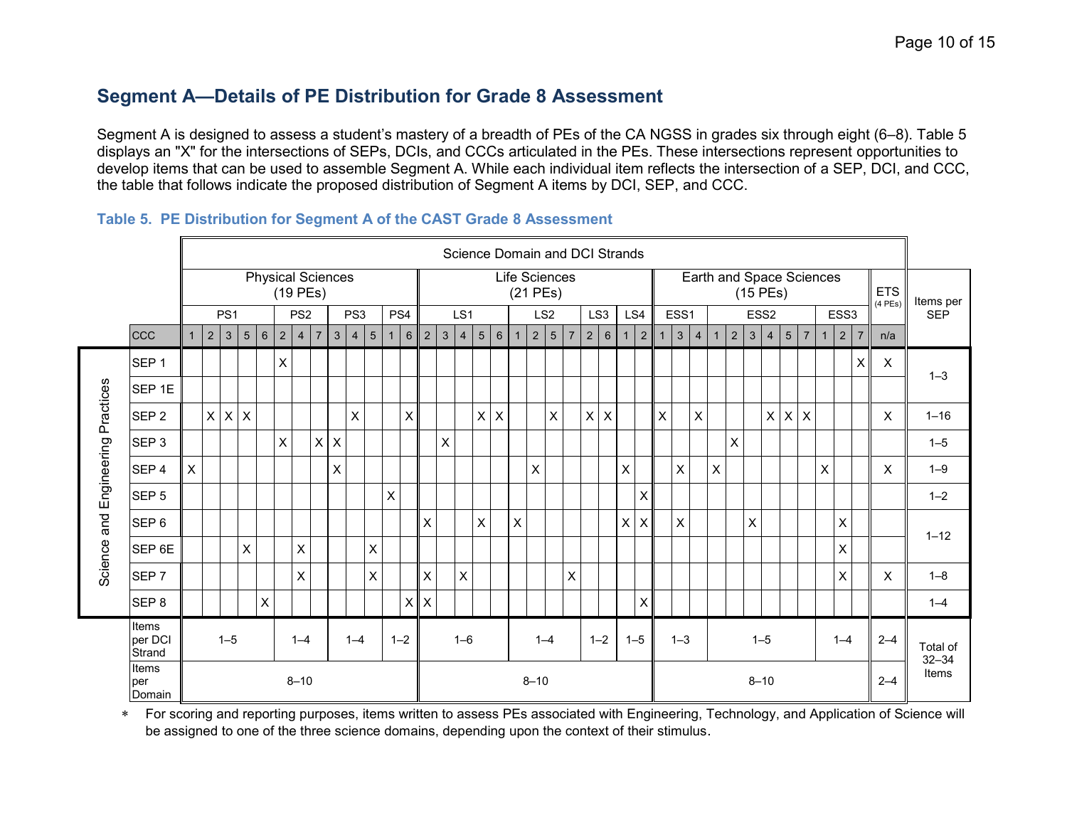## Segment A—Details of PE Distribution for Grade 8 Assessment

Segment A is designed to assess a student's mastery of a breadth of PEs of the CA NGSS in grades six through eight (6–8). Table 5 displays an "X" for the intersections of SEPs, DCIs, and CCCs articulated in the PEs. These intersections represent opportunities to develop items that can be used to assemble Segment A. While each individual item reflects the intersection of a SEP, DCI, and CCC, the table that follows indicate the proposed distribution of Segment A items by DCI, SEP, and CCC.

### Table 5. PE Distribution for Segment A of the CAST Grade 8 Assessment

| | Science Domain and DCI Strands | | | | | | | | | | | | | | | | | | | | | | | | | | | | | | | | | | | | | | | |
|---|---|---|---|---|---|---|---|---|---|---|---|---|---|---|---|---|---|---|---|---|---|---|---|---|---|---|---|---|---|---|---|---|---|---|---|---|---|---|---|---|
| | Physical Sciences (19 PEs) | | | | | | | | | | | | | Life Sciences (21 PEs) | | | | | | | | | | | | | | Earth and Space Sciences (15 PEs) | | | | | | | | | | | | ETS (4 PEs) | Items per SEP |
| | PS1 | | | | | PS2 | | | PS3 | | | PS4 | | LS1 | | | | | LS2 | | | | LS3 | | LS4 | | ESS1 | | | ESS2 | | | | | | ESS3 | | | | |
| CCC | 1 | 2 | 3 | 5 | 6 | 2 | 4 | 7 | 3 | 4 | 5 | 1 | 6 | 2 | 3 | 4 | 5 | 6 | 1 | 2 | 5 | 7 | 2 | 6 | 1 | 2 | 1 | 3 | 4 | 1 | 2 | 3 | 4 | 5 | 7 | 1 | 2 | 7 | n/a | |
| **Science and Engineering Practices** | | | | | | | | | | | | | | | | | | | | | | | | | | | | | | | | | | | | | | | | |
| SEP 1 | | | | | | X | | | | | | | | | | | | | | | | | | | | | | | | | | | | | | | | X | X | 1–3 |
| SEP 1E | | | | | | | | | | | | | | | | | | | | | | | | | | | | | | | | | | | | | | | | |
| SEP 2 | | X | X | X | | | | | | X | | | X | | | | X | X | | | X | | X | X | | | X | | X | | | | X | X | X | | | | X | 1–16 |
| SEP 3 | | | | | | X | | X | X | | | | | | X | | | | | | | | | | | | | | | | X | | | | | | | | | 1–5 |
| SEP 4 | X | | | | | | | | X | | | | | | | | | | | X | | | | | X | | | X | | X | | | | | | X | | | X | 1–9 |
| SEP 5 | | | | | | | | | | | | X | | | | | | | | | | | | | | X | | | | | | | | | | | | | | 1–2 |
| SEP 6 | | | | | | | | | | | | | | X | | | X | | X | | | | | | X | X | | X | | | | X | | | | | X | | | 1–12 |
| SEP 6E | | | | X | | | X | | | | X | | | | | | | | | | | | | | | | | | | | | | | | | | X | | | |
| SEP 7 | | | | | | | X | | | | X | | | X | | X | | | | | | X | | | | | | | | | | | | | | | X | | X | 1–8 |
| SEP 8 | | | | | X | | | | | | | | X | X | | | | | | | | | | | | X | | | | | | | | | | | | | | 1–4 |
| Items per DCI Strand | 1–5 | | | | | 1–4 | | | 1–4 | | | 1–2 | | 1–6 | | | | | 1–4 | | | | 1–2 | | 1–5 | | 1–3 | | | 1–5 | | | | | | 1–4 | | | 2–4 | Total of 32–34 Items |
| Items per Domain | 8–10 | | | | | | | | | | | | | 8–10 | | | | | | | | | | | | | 8–10 | | | | | | | | | | | | 2–4 | |

\* For scoring and reporting purposes, items written to assess PEs associated with Engineering, Technology, and Application of Science will be assigned to one of the three science domains, depending upon the context of their stimulus.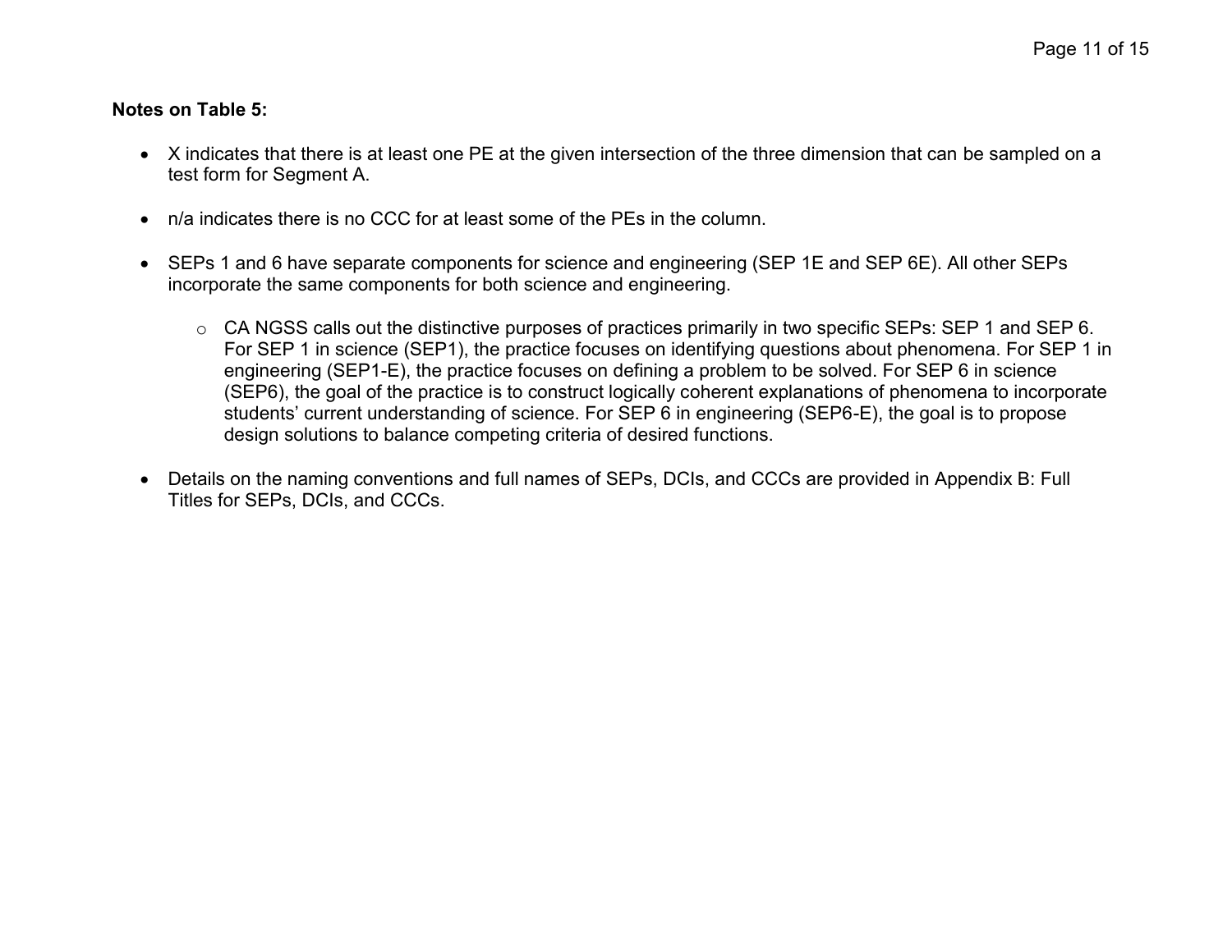**Notes on Table 5:**

- X indicates that there is at least one PE at the given intersection of the three dimension that can be sampled on a test form for Segment A.

- n/a indicates there is no CCC for at least some of the PEs in the column.

- SEPs 1 and 6 have separate components for science and engineering (SEP 1E and SEP 6E). All other SEPs incorporate the same components for both science and engineering.

  - CA NGSS calls out the distinctive purposes of practices primarily in two specific SEPs: SEP 1 and SEP 6. For SEP 1 in science (SEP1), the practice focuses on identifying questions about phenomena. For SEP 1 in engineering (SEP1-E), the practice focuses on defining a problem to be solved. For SEP 6 in science (SEP6), the goal of the practice is to construct logically coherent explanations of phenomena to incorporate students' current understanding of science. For SEP 6 in engineering (SEP6-E), the goal is to propose design solutions to balance competing criteria of desired functions.

- Details on the naming conventions and full names of SEPs, DCIs, and CCCs are provided in Appendix B: Full Titles for SEPs, DCIs, and CCCs.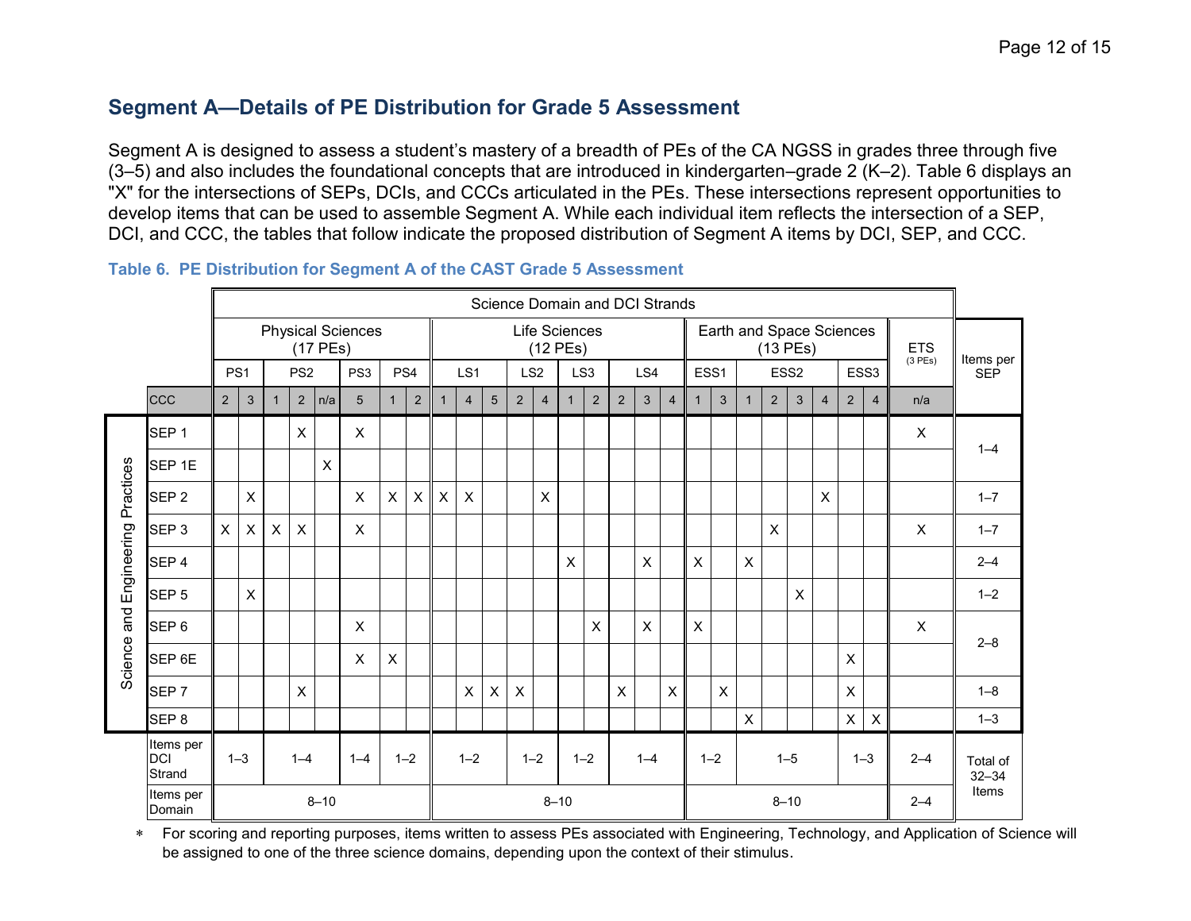## Segment A—Details of PE Distribution for Grade 5 Assessment

Segment A is designed to assess a student's mastery of a breadth of PEs of the CA NGSS in grades three through five (3–5) and also includes the foundational concepts that are introduced in kindergarten–grade 2 (K–2). Table 6 displays an "X" for the intersections of SEPs, DCIs, and CCCs articulated in the PEs. These intersections represent opportunities to develop items that can be used to assemble Segment A. While each individual item reflects the intersection of a SEP, DCI, and CCC, the tables that follow indicate the proposed distribution of Segment A items by DCI, SEP, and CCC.

**Table 6. PE Distribution for Segment A of the CAST Grade 5 Assessment**

| | Science Domain and DCI Strands | | | | | | | | | | | | | | | | | | | | | | | | | | | |
|---|---|---|---|---|---|---|---|---|---|---|---|---|---|---|---|---|---|---|---|---|---|---|---|---|---|---|---|---|
| | Physical Sciences (17 PEs) | | | | | | | | Life Sciences (12 PEs) | | | | | | | | | | Earth and Space Sciences (13 PEs) | | | | | | | | ETS (3 PEs) | Items per SEP |
| | PS1 | | PS2 | | | PS3 | PS4 | | LS1 | | | LS2 | | LS3 | | LS4 | | | ESS1 | | ESS2 | | | | ESS3 | | | |
| CCC | 2 | 3 | 1 | 2 | n/a | 5 | 1 | 2 | 1 | 4 | 5 | 2 | 4 | 1 | 2 | 2 | 3 | 4 | 1 | 3 | 1 | 2 | 3 | 4 | 2 | 4 | n/a | |
| SEP 1 | | | | X | | X | | | | | | | | | | | | | | | | | | | | | X | 1–4 |
| SEP 1E | | | | | X | | | | | | | | | | | | | | | | | | | | | | | |
| SEP 2 | | X | | | | X | X | X | X | X | | | X | | | | | | | | | | | X | | | | 1–7 |
| SEP 3 | X | X | X | X | | X | | | | | | | | | | | | | | | | X | | | | | X | 1–7 |
| SEP 4 | | | | | | | | | | | | | | X | | | X | | X | | X | | | | | | | 2–4 |
| SEP 5 | | X | | | | | | | | | | | | | | | | | | | | | X | | | | | 1–2 |
| SEP 6 | | | | | | X | | | | | | | | | X | | X | | X | | | | | | | | X | 2–8 |
| SEP 6E | | | | | | X | X | | | | | | | | | | | | | | | | | | X | | | |
| SEP 7 | | | | X | | | | | | X | X | X | | | | X | | X | | X | | | | | X | | | 1–8 |
| SEP 8 | | | | | | | | | | | | | | | | | | | | | X | | | | X | X | | 1–3 |
| Items per DCI Strand | 1–3 | | 1–4 | | | 1–4 | 1–2 | | 1–2 | | | 1–2 | | 1–2 | | 1–4 | | | 1–2 | | 1–5 | | | | 1–3 | | 2–4 | Total of 32–34 Items |
| Items per Domain | 8–10 | | | | | | | | 8–10 | | | | | | | | | | 8–10 | | | | | | | | 2–4 | |

Rows SEP 1 through SEP 8 are grouped under "Science and Engineering Practices."

* For scoring and reporting purposes, items written to assess PEs associated with Engineering, Technology, and Application of Science will be assigned to one of the three science domains, depending upon the context of their stimulus.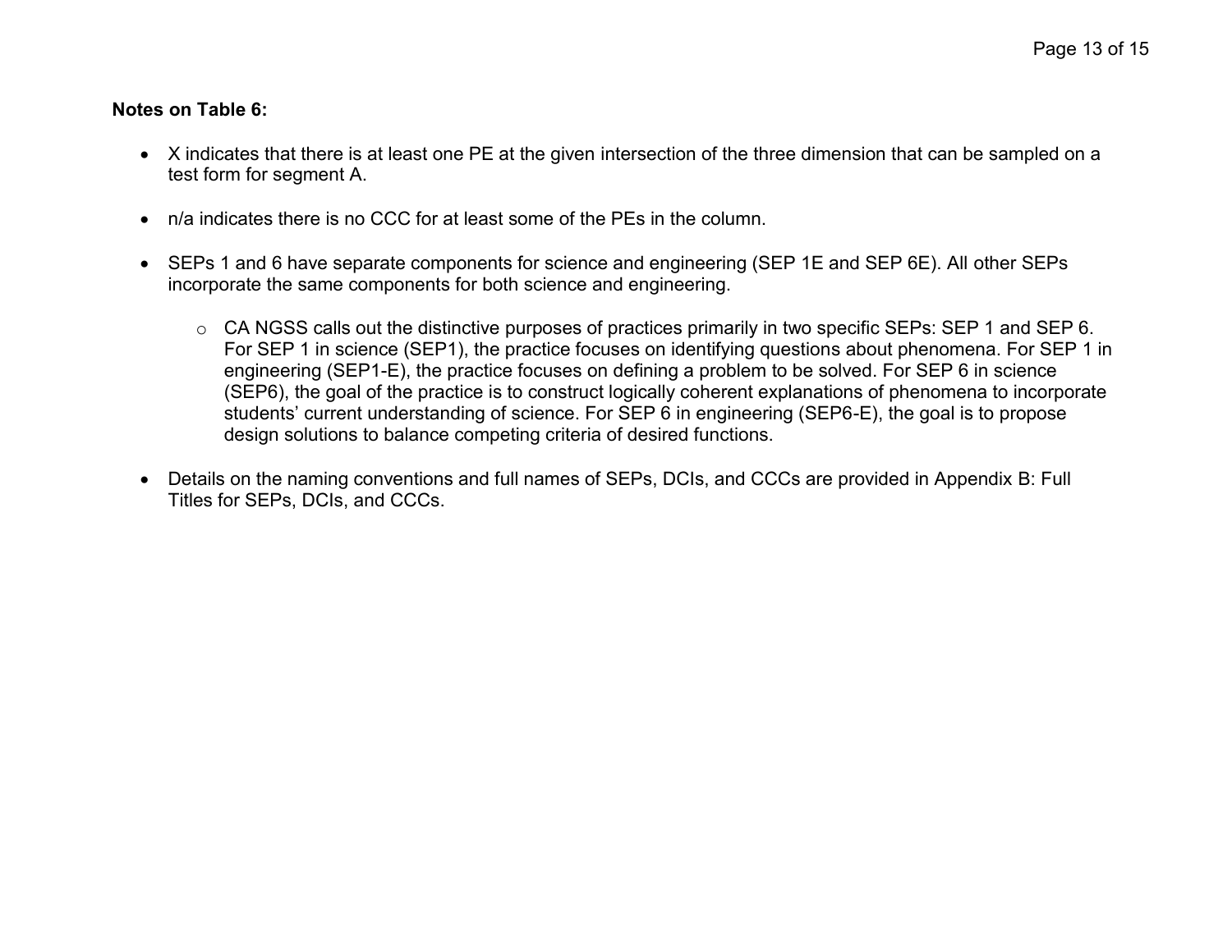**Notes on Table 6:**

- X indicates that there is at least one PE at the given intersection of the three dimension that can be sampled on a test form for segment A.
- n/a indicates there is no CCC for at least some of the PEs in the column.
- SEPs 1 and 6 have separate components for science and engineering (SEP 1E and SEP 6E). All other SEPs incorporate the same components for both science and engineering.
    - CA NGSS calls out the distinctive purposes of practices primarily in two specific SEPs: SEP 1 and SEP 6. For SEP 1 in science (SEP1), the practice focuses on identifying questions about phenomena. For SEP 1 in engineering (SEP1-E), the practice focuses on defining a problem to be solved. For SEP 6 in science (SEP6), the goal of the practice is to construct logically coherent explanations of phenomena to incorporate students' current understanding of science. For SEP 6 in engineering (SEP6-E), the goal is to propose design solutions to balance competing criteria of desired functions.
- Details on the naming conventions and full names of SEPs, DCIs, and CCCs are provided in Appendix B: Full Titles for SEPs, DCIs, and CCCs.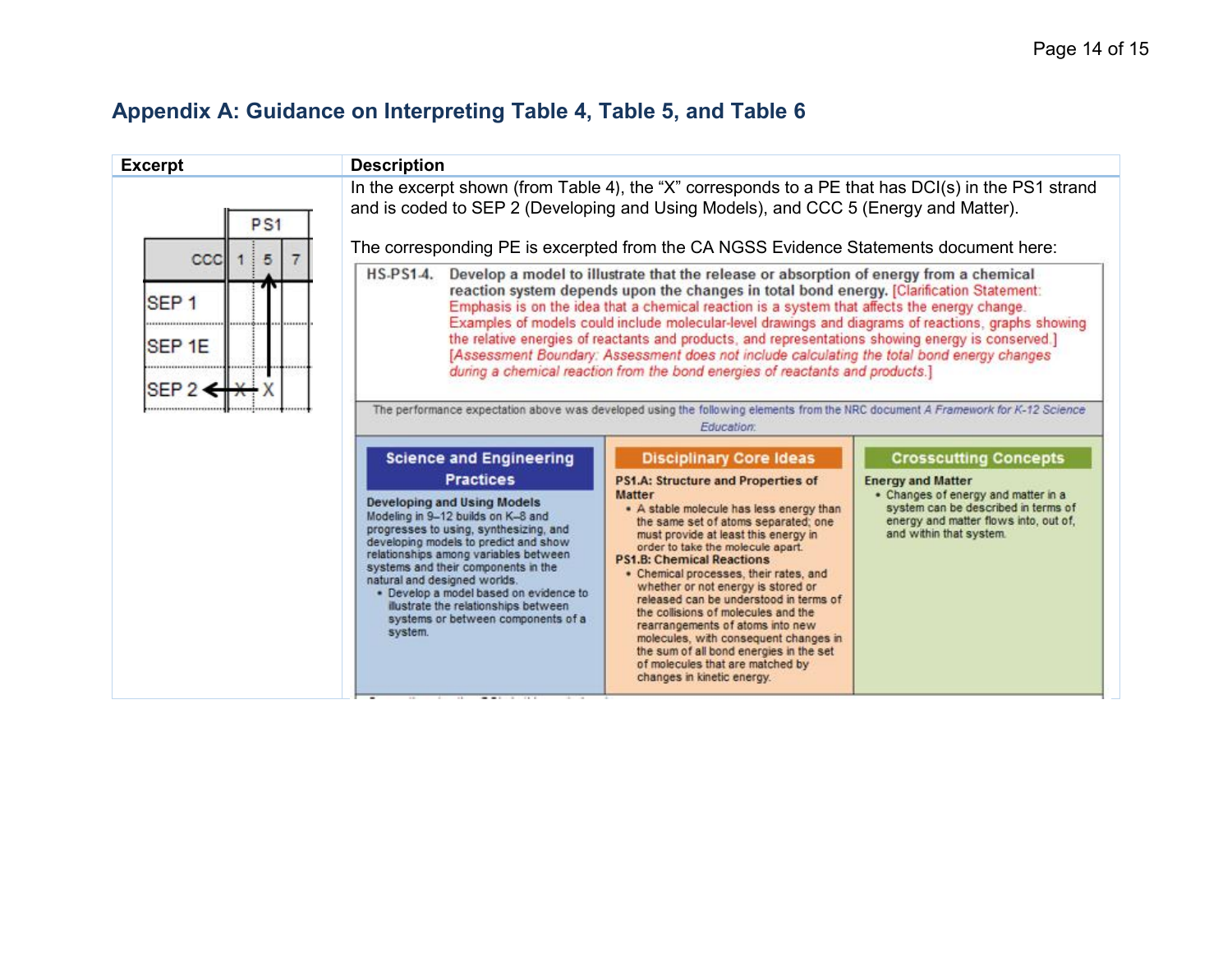## Appendix A: Guidance on Interpreting Table 4, Table 5, and Table 6

| Excerpt | Description |
|---|---|
| PS1 / CCC: 1, 5, 7 / SEP 1 / SEP 1E / SEP 2 ← X X | In the excerpt shown (from Table 4), the "X" corresponds to a PE that has DCI(s) in the PS1 strand and is coded to SEP 2 (Developing and Using Models), and CCC 5 (Energy and Matter).<br><br>The corresponding PE is excerpted from the CA NGSS Evidence Statements document here:<br><br>**HS-PS1-4. Develop a model to illustrate that the release or absorption of energy from a chemical reaction system depends upon the changes in total bond energy.** [Clarification Statement: Emphasis is on the idea that a chemical reaction is a system that affects the energy change. Examples of models could include molecular-level drawings and diagrams of reactions, graphs showing the relative energies of reactants and products, and representations showing energy is conserved.] [*Assessment Boundary: Assessment does not include calculating the total bond energy changes during a chemical reaction from the bond energies of reactants and products.*]<br><br>The performance expectation above was developed using the following elements from the NRC document *A Framework for K-12 Science Education*:<br><br>**Science and Engineering Practices**<br>**Developing and Using Models**<br>Modeling in 9–12 builds on K–8 and progresses to using, synthesizing, and developing models to predict and show relationships among variables between systems and their components in the natural and designed worlds.<br>• Develop a model based on evidence to illustrate the relationships between systems or between components of a system.<br><br>**Disciplinary Core Ideas**<br>**PS1.A: Structure and Properties of Matter**<br>• A stable molecule has less energy than the same set of atoms separated; one must provide at least this energy in order to take the molecule apart.<br>**PS1.B: Chemical Reactions**<br>• Chemical processes, their rates, and whether or not energy is stored or released can be understood in terms of the collisions of molecules and the rearrangements of atoms into new molecules, with consequent changes in the sum of all bond energies in the set of molecules that are matched by changes in kinetic energy.<br><br>**Crosscutting Concepts**<br>**Energy and Matter**<br>• Changes of energy and matter in a system can be described in terms of energy and matter flows into, out of, and within that system. |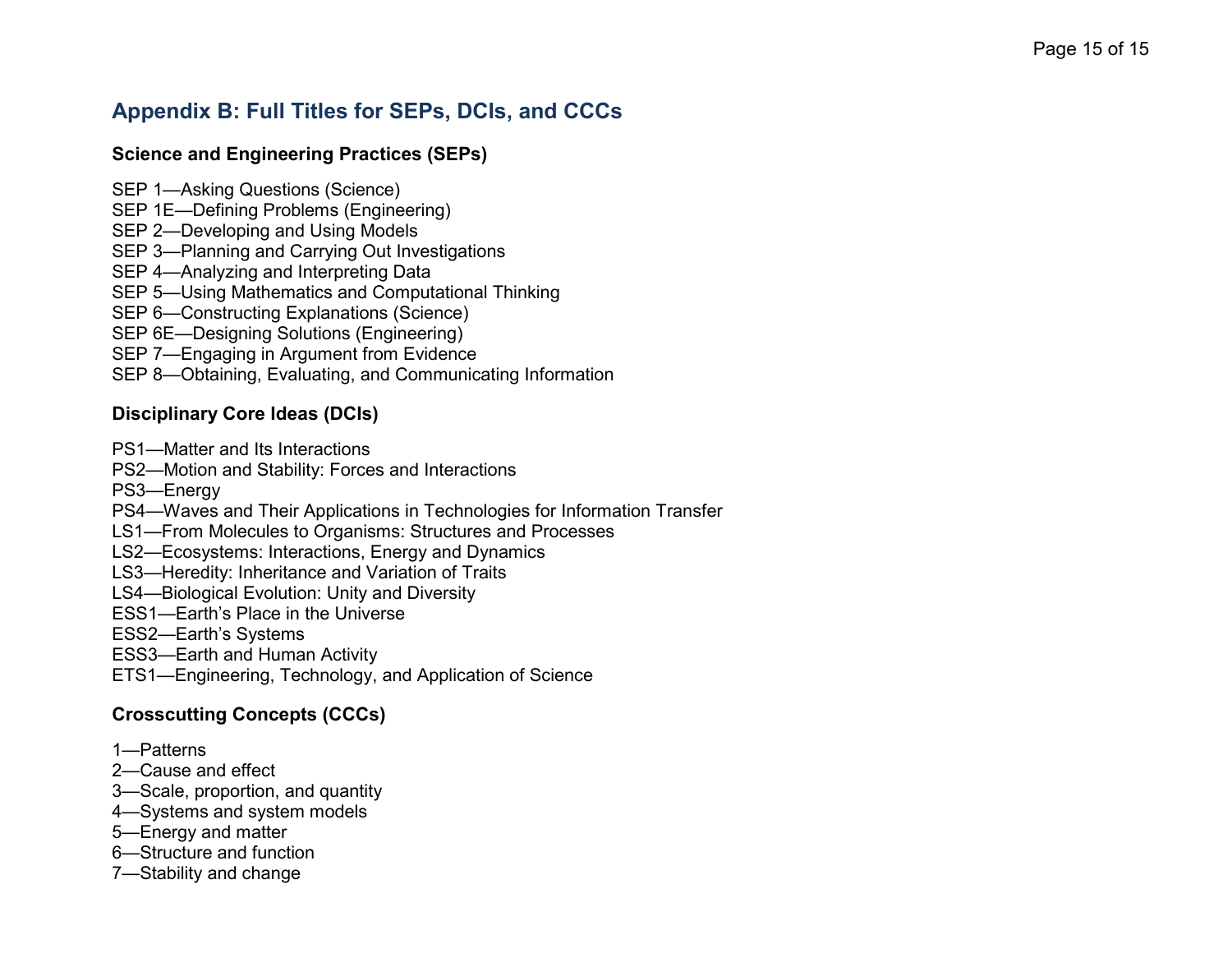## Appendix B: Full Titles for SEPs, DCIs, and CCCs

**Science and Engineering Practices (SEPs)**

SEP 1—Asking Questions (Science)
SEP 1E—Defining Problems (Engineering)
SEP 2—Developing and Using Models
SEP 3—Planning and Carrying Out Investigations
SEP 4—Analyzing and Interpreting Data
SEP 5—Using Mathematics and Computational Thinking
SEP 6—Constructing Explanations (Science)
SEP 6E—Designing Solutions (Engineering)
SEP 7—Engaging in Argument from Evidence
SEP 8—Obtaining, Evaluating, and Communicating Information

**Disciplinary Core Ideas (DCIs)**

PS1—Matter and Its Interactions
PS2—Motion and Stability: Forces and Interactions
PS3—Energy
PS4—Waves and Their Applications in Technologies for Information Transfer
LS1—From Molecules to Organisms: Structures and Processes
LS2—Ecosystems: Interactions, Energy and Dynamics
LS3—Heredity: Inheritance and Variation of Traits
LS4—Biological Evolution: Unity and Diversity
ESS1—Earth's Place in the Universe
ESS2—Earth's Systems
ESS3—Earth and Human Activity
ETS1—Engineering, Technology, and Application of Science

**Crosscutting Concepts (CCCs)**

1—Patterns
2—Cause and effect
3—Scale, proportion, and quantity
4—Systems and system models
5—Energy and matter
6—Structure and function
7—Stability and change